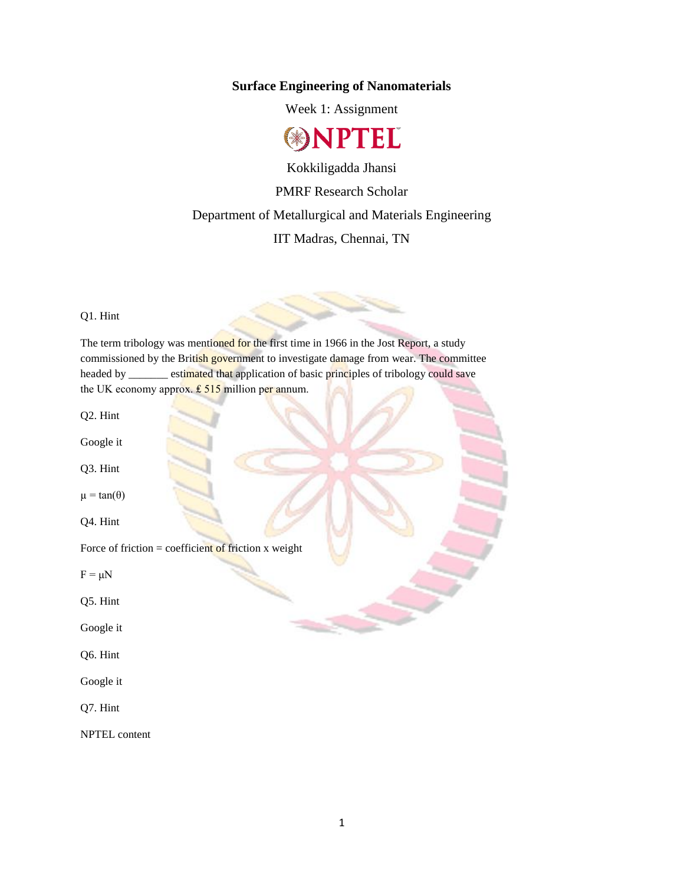**Surface Engineering of Nanomaterials**

Week 1: Assignment

NPTEL

Kokkiligadda Jhansi

PMRF Research Scholar

Department of Metallurgical and Materials Engineering

IIT Madras, Chennai, TN

Q1. Hint

The term tribology was mentioned for the first time in 1966 in the Jost Report, a study commissioned by the British government to investigate damage from wear. The committee headed by _______ estimated that application of basic principles of tribology could save the UK economy approx. £ 515 million per annum.

Q2. Hint

Google it

Q3. Hint

$\mu = \tan(\theta)$

Q4. Hint

Force of friction = coefficient of friction x weight

$F = \mu N$

Q5. Hint

Google it

Q6. Hint

Google it

Q7. Hint

NPTEL content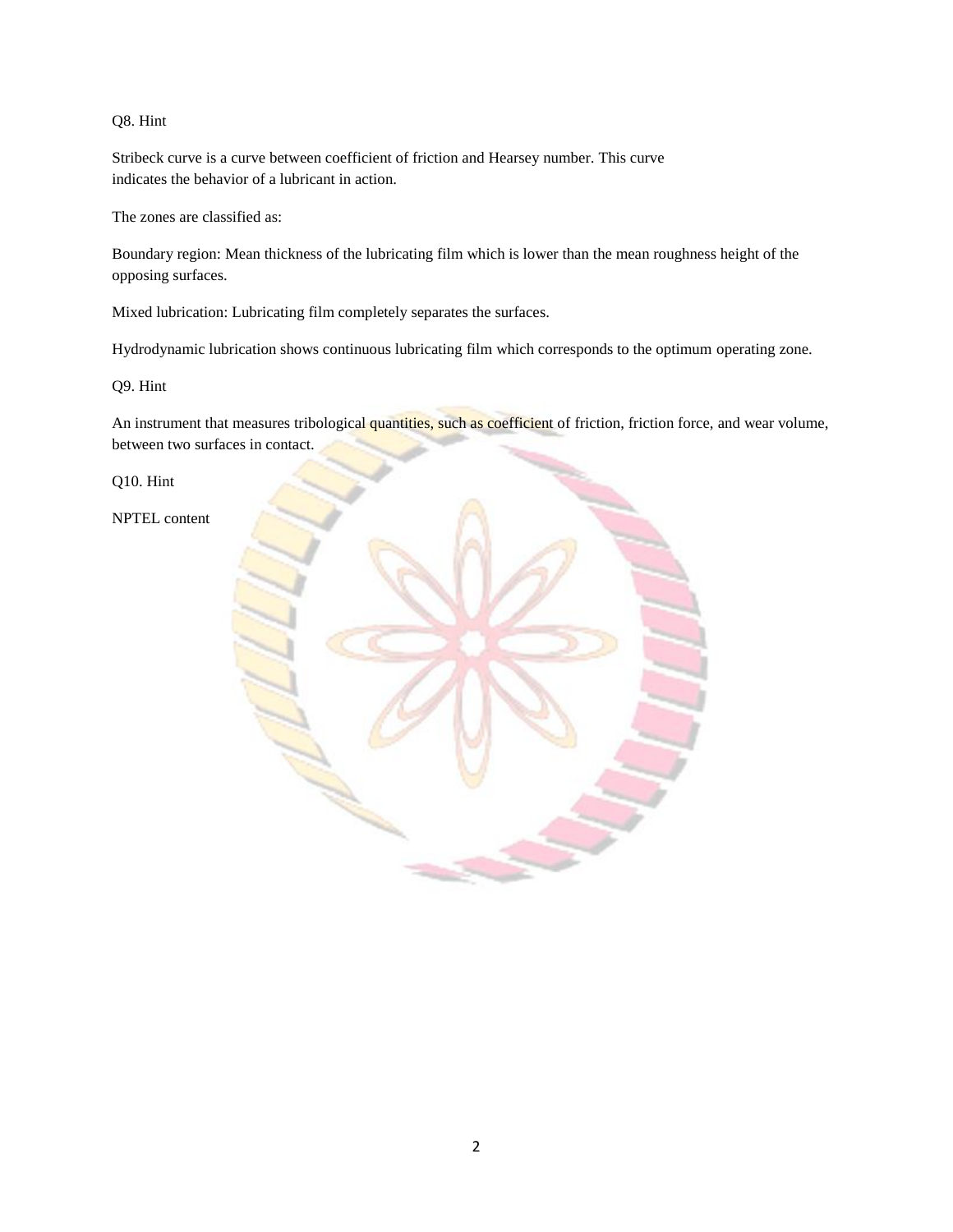Q8. Hint

Stribeck curve is a curve between coefficient of friction and Hearsey number. This curve indicates the behavior of a lubricant in action.

The zones are classified as:

Boundary region: Mean thickness of the lubricating film which is lower than the mean roughness height of the opposing surfaces.

Mixed lubrication: Lubricating film completely separates the surfaces.

Hydrodynamic lubrication shows continuous lubricating film which corresponds to the optimum operating zone.

Q9. Hint

An instrument that measures tribological quantities, such as coefficient of friction, friction force, and wear volume, between two surfaces in contact.

Q10. Hint

NPTEL content